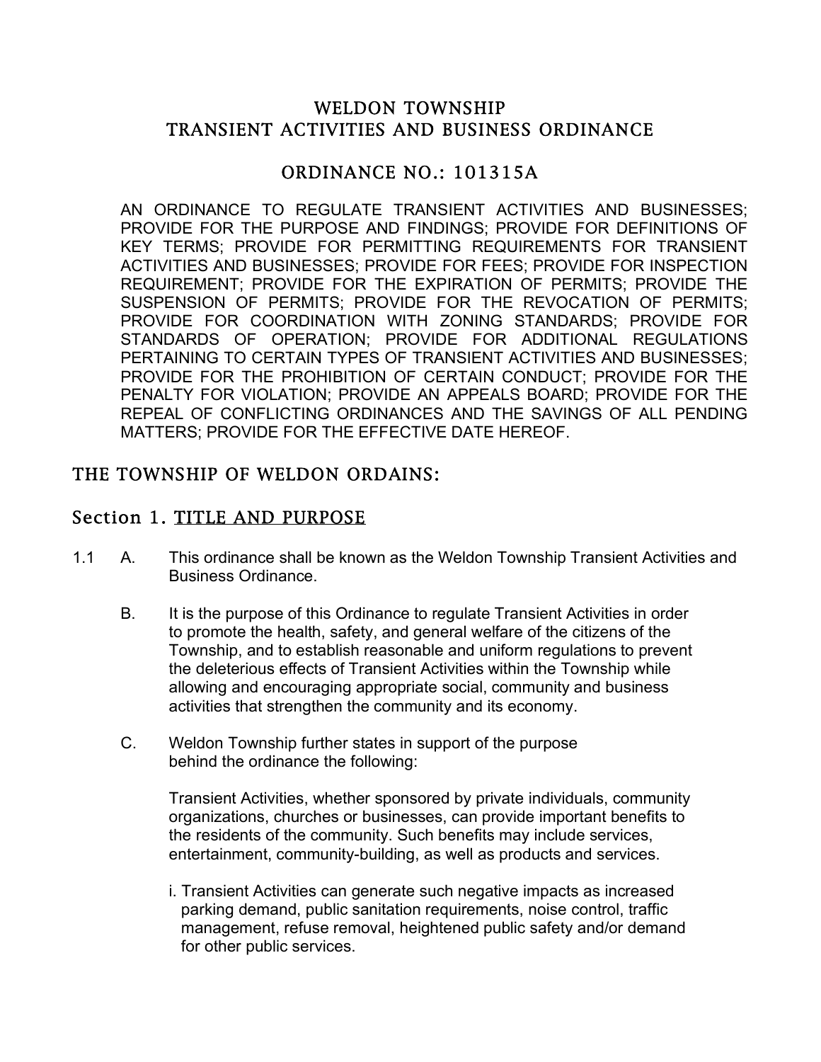# WELDON TOWNSHIP
# TRANSIENT ACTIVITIES AND BUSINESS ORDINANCE

## ORDINANCE NO.: 101315A

AN ORDINANCE TO REGULATE TRANSIENT ACTIVITIES AND BUSINESSES; PROVIDE FOR THE PURPOSE AND FINDINGS; PROVIDE FOR DEFINITIONS OF KEY TERMS; PROVIDE FOR PERMITTING REQUIREMENTS FOR TRANSIENT ACTIVITIES AND BUSINESSES; PROVIDE FOR FEES; PROVIDE FOR INSPECTION REQUIREMENT; PROVIDE FOR THE EXPIRATION OF PERMITS; PROVIDE THE SUSPENSION OF PERMITS; PROVIDE FOR THE REVOCATION OF PERMITS; PROVIDE FOR COORDINATION WITH ZONING STANDARDS; PROVIDE FOR STANDARDS OF OPERATION; PROVIDE FOR ADDITIONAL REGULATIONS PERTAINING TO CERTAIN TYPES OF TRANSIENT ACTIVITIES AND BUSINESSES; PROVIDE FOR THE PROHIBITION OF CERTAIN CONDUCT; PROVIDE FOR THE PENALTY FOR VIOLATION; PROVIDE AN APPEALS BOARD; PROVIDE FOR THE REPEAL OF CONFLICTING ORDINANCES AND THE SAVINGS OF ALL PENDING MATTERS; PROVIDE FOR THE EFFECTIVE DATE HEREOF.

## THE TOWNSHIP OF WELDON ORDAINS:

## Section 1. TITLE AND PURPOSE

1.1 A. This ordinance shall be known as the Weldon Township Transient Activities and Business Ordinance.

B. It is the purpose of this Ordinance to regulate Transient Activities in order to promote the health, safety, and general welfare of the citizens of the Township, and to establish reasonable and uniform regulations to prevent the deleterious effects of Transient Activities within the Township while allowing and encouraging appropriate social, community and business activities that strengthen the community and its economy.

C. Weldon Township further states in support of the purpose behind the ordinance the following:

Transient Activities, whether sponsored by private individuals, community organizations, churches or businesses, can provide important benefits to the residents of the community. Such benefits may include services, entertainment, community-building, as well as products and services.

i. Transient Activities can generate such negative impacts as increased parking demand, public sanitation requirements, noise control, traffic management, refuse removal, heightened public safety and/or demand for other public services.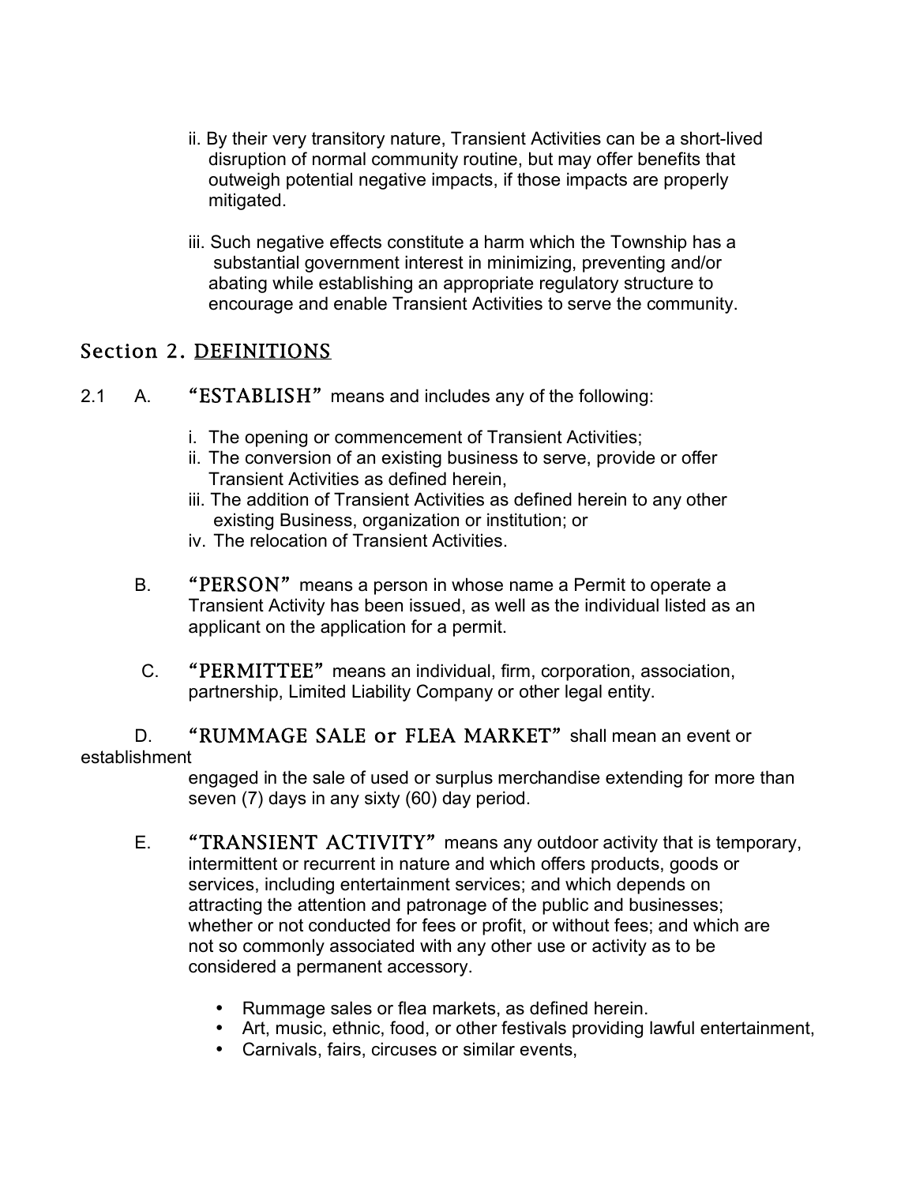ii. By their very transitory nature, Transient Activities can be a short-lived disruption of normal community routine, but may offer benefits that outweigh potential negative impacts, if those impacts are properly mitigated.

iii. Such negative effects constitute a harm which the Township has a substantial government interest in minimizing, preventing and/or abating while establishing an appropriate regulatory structure to encourage and enable Transient Activities to serve the community.

## Section 2. DEFINITIONS

2.1 A. **"ESTABLISH"** means and includes any of the following:

i. The opening or commencement of Transient Activities;
ii. The conversion of an existing business to serve, provide or offer Transient Activities as defined herein,
iii. The addition of Transient Activities as defined herein to any other existing Business, organization or institution; or
iv. The relocation of Transient Activities.

B. **"PERSON"** means a person in whose name a Permit to operate a Transient Activity has been issued, as well as the individual listed as an applicant on the application for a permit.

C. **"PERMITTEE"** means an individual, firm, corporation, association, partnership, Limited Liability Company or other legal entity.

D. **"RUMMAGE SALE or FLEA MARKET"** shall mean an event or establishment engaged in the sale of used or surplus merchandise extending for more than seven (7) days in any sixty (60) day period.

E. **"TRANSIENT ACTIVITY"** means any outdoor activity that is temporary, intermittent or recurrent in nature and which offers products, goods or services, including entertainment services; and which depends on attracting the attention and patronage of the public and businesses; whether or not conducted for fees or profit, or without fees; and which are not so commonly associated with any other use or activity as to be considered a permanent accessory.

- Rummage sales or flea markets, as defined herein.
- Art, music, ethnic, food, or other festivals providing lawful entertainment,
- Carnivals, fairs, circuses or similar events,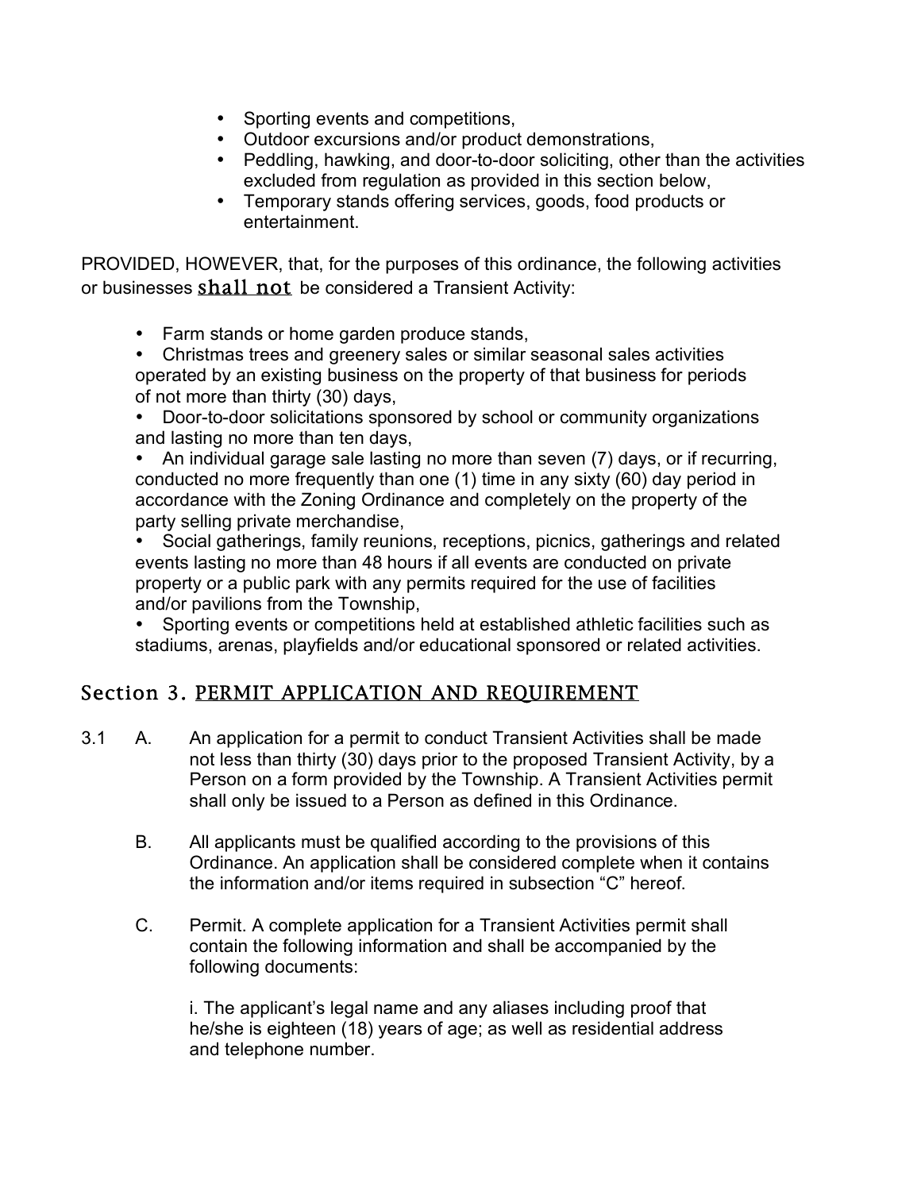- Sporting events and competitions,
- Outdoor excursions and/or product demonstrations,
- Peddling, hawking, and door-to-door soliciting, other than the activities excluded from regulation as provided in this section below,
- Temporary stands offering services, goods, food products or entertainment.

PROVIDED, HOWEVER, that, for the purposes of this ordinance, the following activities or businesses <u>shall not</u> be considered a Transient Activity:

- Farm stands or home garden produce stands,
- Christmas trees and greenery sales or similar seasonal sales activities operated by an existing business on the property of that business for periods of not more than thirty (30) days,
- Door-to-door solicitations sponsored by school or community organizations and lasting no more than ten days,
- An individual garage sale lasting no more than seven (7) days, or if recurring, conducted no more frequently than one (1) time in any sixty (60) day period in accordance with the Zoning Ordinance and completely on the property of the party selling private merchandise,
- Social gatherings, family reunions, receptions, picnics, gatherings and related events lasting no more than 48 hours if all events are conducted on private property or a public park with any permits required for the use of facilities and/or pavilions from the Township,
- Sporting events or competitions held at established athletic facilities such as stadiums, arenas, playfields and/or educational sponsored or related activities.

## Section 3. <u>PERMIT APPLICATION AND REQUIREMENT</u>

3.1 A. An application for a permit to conduct Transient Activities shall be made not less than thirty (30) days prior to the proposed Transient Activity, by a Person on a form provided by the Township. A Transient Activities permit shall only be issued to a Person as defined in this Ordinance.

B. All applicants must be qualified according to the provisions of this Ordinance. An application shall be considered complete when it contains the information and/or items required in subsection "C" hereof.

C. Permit. A complete application for a Transient Activities permit shall contain the following information and shall be accompanied by the following documents:

i. The applicant's legal name and any aliases including proof that he/she is eighteen (18) years of age; as well as residential address and telephone number.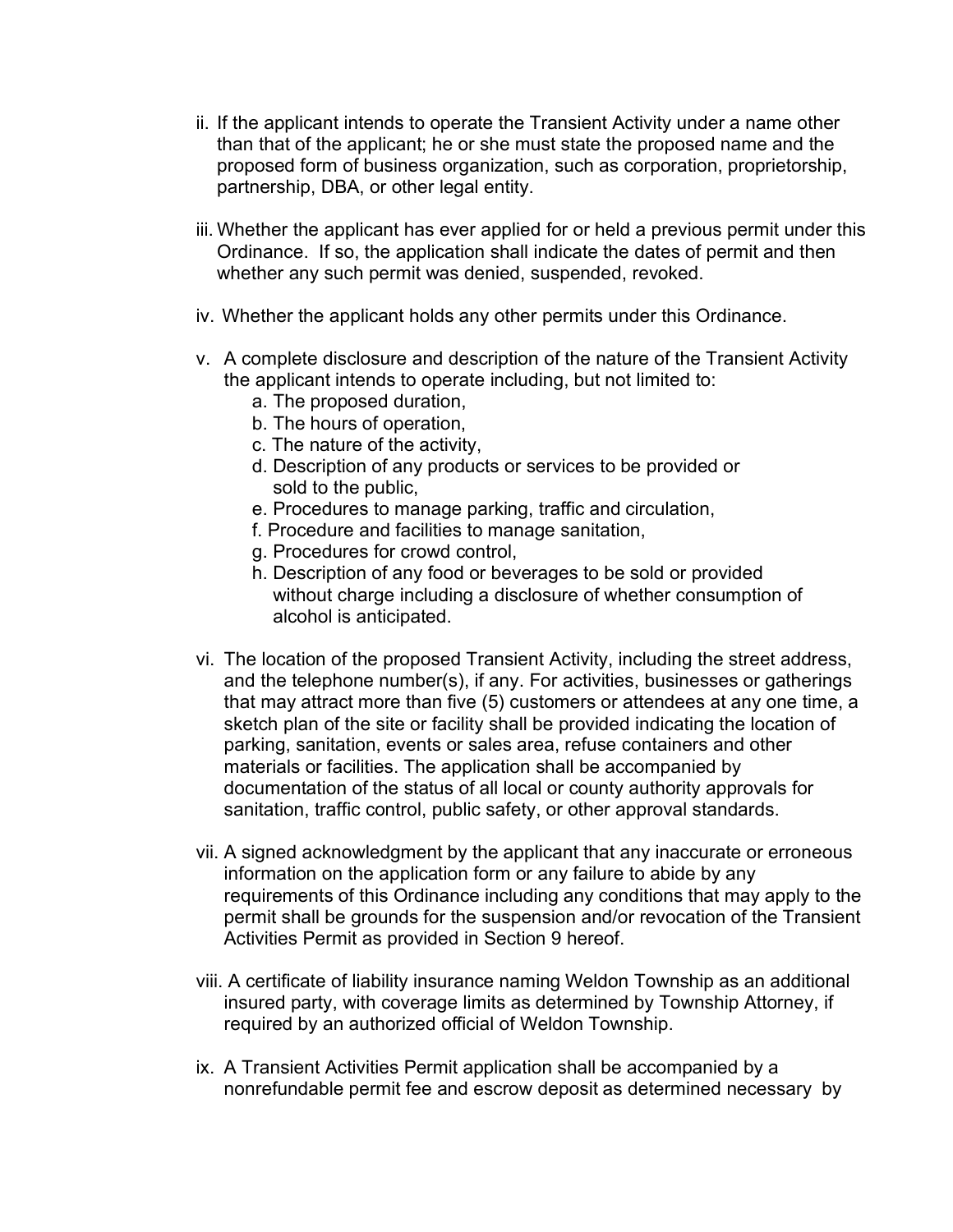ii. If the applicant intends to operate the Transient Activity under a name other than that of the applicant; he or she must state the proposed name and the proposed form of business organization, such as corporation, proprietorship, partnership, DBA, or other legal entity.

iii. Whether the applicant has ever applied for or held a previous permit under this Ordinance. If so, the application shall indicate the dates of permit and then whether any such permit was denied, suspended, revoked.

iv. Whether the applicant holds any other permits under this Ordinance.

v. A complete disclosure and description of the nature of the Transient Activity the applicant intends to operate including, but not limited to:
   - a. The proposed duration,
   - b. The hours of operation,
   - c. The nature of the activity,
   - d. Description of any products or services to be provided or sold to the public,
   - e. Procedures to manage parking, traffic and circulation,
   - f. Procedure and facilities to manage sanitation,
   - g. Procedures for crowd control,
   - h. Description of any food or beverages to be sold or provided without charge including a disclosure of whether consumption of alcohol is anticipated.

vi. The location of the proposed Transient Activity, including the street address, and the telephone number(s), if any. For activities, businesses or gatherings that may attract more than five (5) customers or attendees at any one time, a sketch plan of the site or facility shall be provided indicating the location of parking, sanitation, events or sales area, refuse containers and other materials or facilities. The application shall be accompanied by documentation of the status of all local or county authority approvals for sanitation, traffic control, public safety, or other approval standards.

vii. A signed acknowledgment by the applicant that any inaccurate or erroneous information on the application form or any failure to abide by any requirements of this Ordinance including any conditions that may apply to the permit shall be grounds for the suspension and/or revocation of the Transient Activities Permit as provided in Section 9 hereof.

viii. A certificate of liability insurance naming Weldon Township as an additional insured party, with coverage limits as determined by Township Attorney, if required by an authorized official of Weldon Township.

ix. A Transient Activities Permit application shall be accompanied by a nonrefundable permit fee and escrow deposit as determined necessary by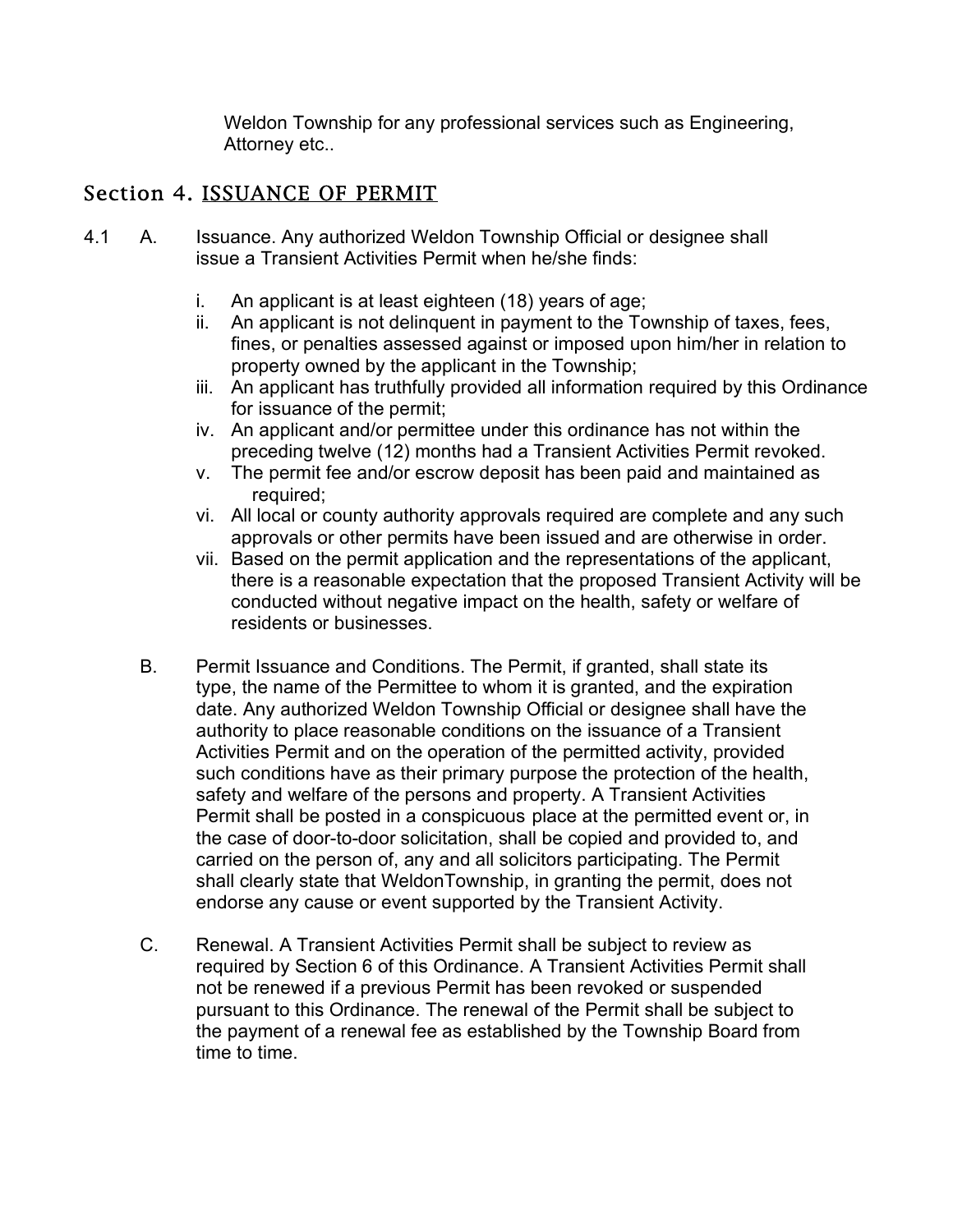Weldon Township for any professional services such as Engineering, Attorney etc..

## Section 4. ISSUANCE OF PERMIT

4.1 A. Issuance. Any authorized Weldon Township Official or designee shall issue a Transient Activities Permit when he/she finds:

i. An applicant is at least eighteen (18) years of age;
ii. An applicant is not delinquent in payment to the Township of taxes, fees, fines, or penalties assessed against or imposed upon him/her in relation to property owned by the applicant in the Township;
iii. An applicant has truthfully provided all information required by this Ordinance for issuance of the permit;
iv. An applicant and/or permittee under this ordinance has not within the preceding twelve (12) months had a Transient Activities Permit revoked.
v. The permit fee and/or escrow deposit has been paid and maintained as required;
vi. All local or county authority approvals required are complete and any such approvals or other permits have been issued and are otherwise in order.
vii. Based on the permit application and the representations of the applicant, there is a reasonable expectation that the proposed Transient Activity will be conducted without negative impact on the health, safety or welfare of residents or businesses.

B. Permit Issuance and Conditions. The Permit, if granted, shall state its type, the name of the Permittee to whom it is granted, and the expiration date. Any authorized Weldon Township Official or designee shall have the authority to place reasonable conditions on the issuance of a Transient Activities Permit and on the operation of the permitted activity, provided such conditions have as their primary purpose the protection of the health, safety and welfare of the persons and property. A Transient Activities Permit shall be posted in a conspicuous place at the permitted event or, in the case of door-to-door solicitation, shall be copied and provided to, and carried on the person of, any and all solicitors participating. The Permit shall clearly state that WeldonTownship, in granting the permit, does not endorse any cause or event supported by the Transient Activity.

C. Renewal. A Transient Activities Permit shall be subject to review as required by Section 6 of this Ordinance. A Transient Activities Permit shall not be renewed if a previous Permit has been revoked or suspended pursuant to this Ordinance. The renewal of the Permit shall be subject to the payment of a renewal fee as established by the Township Board from time to time.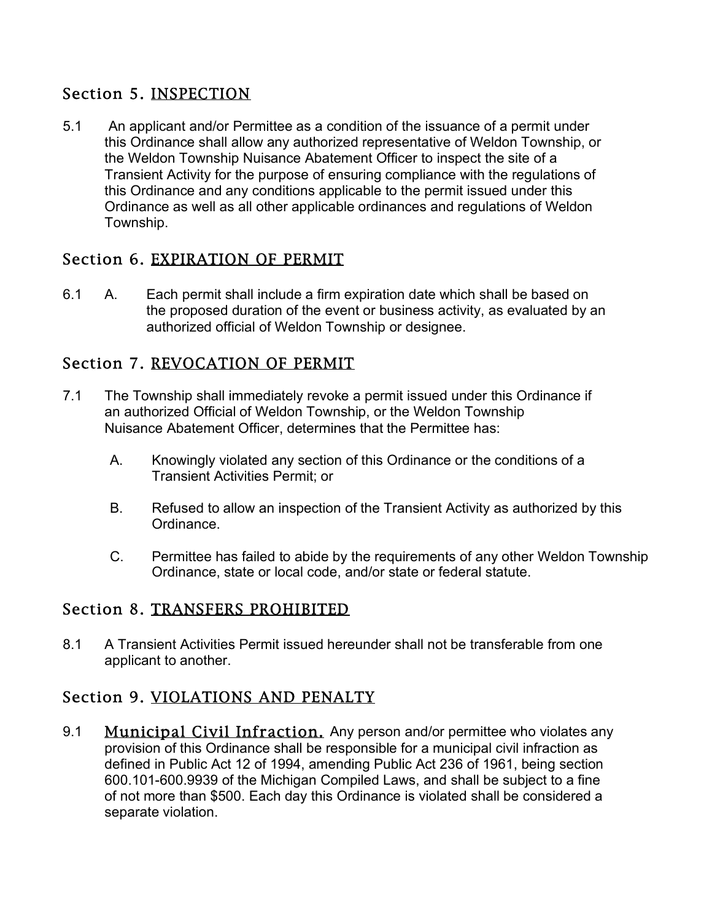## Section 5. INSPECTION

5.1 An applicant and/or Permittee as a condition of the issuance of a permit under this Ordinance shall allow any authorized representative of Weldon Township, or the Weldon Township Nuisance Abatement Officer to inspect the site of a Transient Activity for the purpose of ensuring compliance with the regulations of this Ordinance and any conditions applicable to the permit issued under this Ordinance as well as all other applicable ordinances and regulations of Weldon Township.

## Section 6. EXPIRATION OF PERMIT

6.1 A. Each permit shall include a firm expiration date which shall be based on the proposed duration of the event or business activity, as evaluated by an authorized official of Weldon Township or designee.

## Section 7. REVOCATION OF PERMIT

7.1 The Township shall immediately revoke a permit issued under this Ordinance if an authorized Official of Weldon Township, or the Weldon Township Nuisance Abatement Officer, determines that the Permittee has:

A. Knowingly violated any section of this Ordinance or the conditions of a Transient Activities Permit; or

B. Refused to allow an inspection of the Transient Activity as authorized by this Ordinance.

C. Permittee has failed to abide by the requirements of any other Weldon Township Ordinance, state or local code, and/or state or federal statute.

## Section 8. TRANSFERS PROHIBITED

8.1 A Transient Activities Permit issued hereunder shall not be transferable from one applicant to another.

## Section 9. VIOLATIONS AND PENALTY

9.1 Municipal Civil Infraction. Any person and/or permittee who violates any provision of this Ordinance shall be responsible for a municipal civil infraction as defined in Public Act 12 of 1994, amending Public Act 236 of 1961, being section 600.101-600.9939 of the Michigan Compiled Laws, and shall be subject to a fine of not more than $500. Each day this Ordinance is violated shall be considered a separate violation.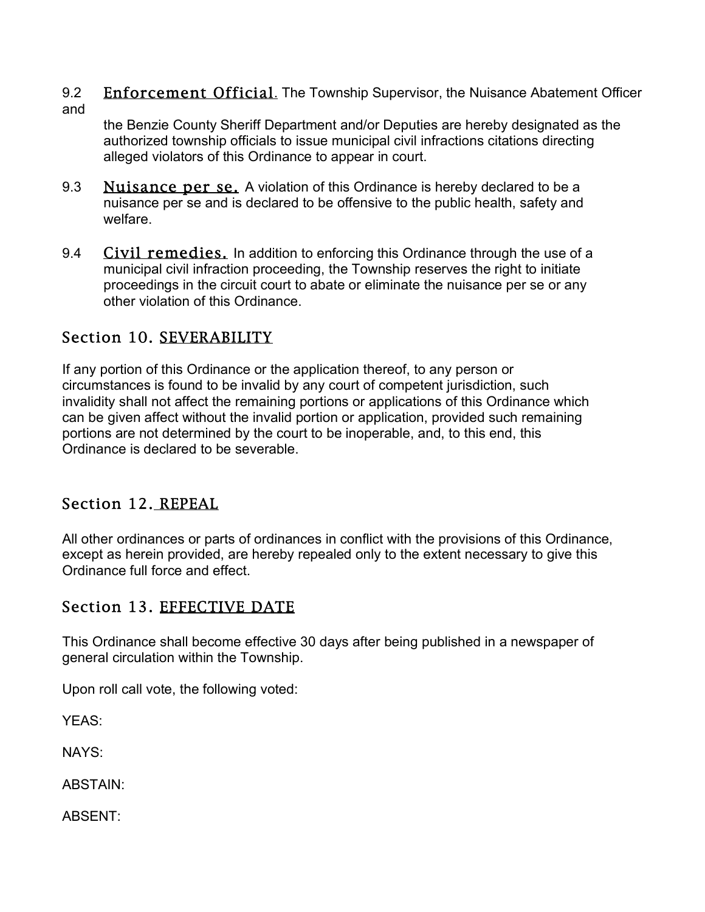9.2 **Enforcement Official**. The Township Supervisor, the Nuisance Abatement Officer and the Benzie County Sheriff Department and/or Deputies are hereby designated as the authorized township officials to issue municipal civil infractions citations directing alleged violators of this Ordinance to appear in court.

9.3 **Nuisance per se.** A violation of this Ordinance is hereby declared to be a nuisance per se and is declared to be offensive to the public health, safety and welfare.

9.4 **Civil remedies.** In addition to enforcing this Ordinance through the use of a municipal civil infraction proceeding, the Township reserves the right to initiate proceedings in the circuit court to abate or eliminate the nuisance per se or any other violation of this Ordinance.

## Section 10. SEVERABILITY

If any portion of this Ordinance or the application thereof, to any person or circumstances is found to be invalid by any court of competent jurisdiction, such invalidity shall not affect the remaining portions or applications of this Ordinance which can be given affect without the invalid portion or application, provided such remaining portions are not determined by the court to be inoperable, and, to this end, this Ordinance is declared to be severable.

## Section 12. REPEAL

All other ordinances or parts of ordinances in conflict with the provisions of this Ordinance, except as herein provided, are hereby repealed only to the extent necessary to give this Ordinance full force and effect.

## Section 13. EFFECTIVE DATE

This Ordinance shall become effective 30 days after being published in a newspaper of general circulation within the Township.

Upon roll call vote, the following voted:

YEAS:

NAYS:

ABSTAIN:

ABSENT: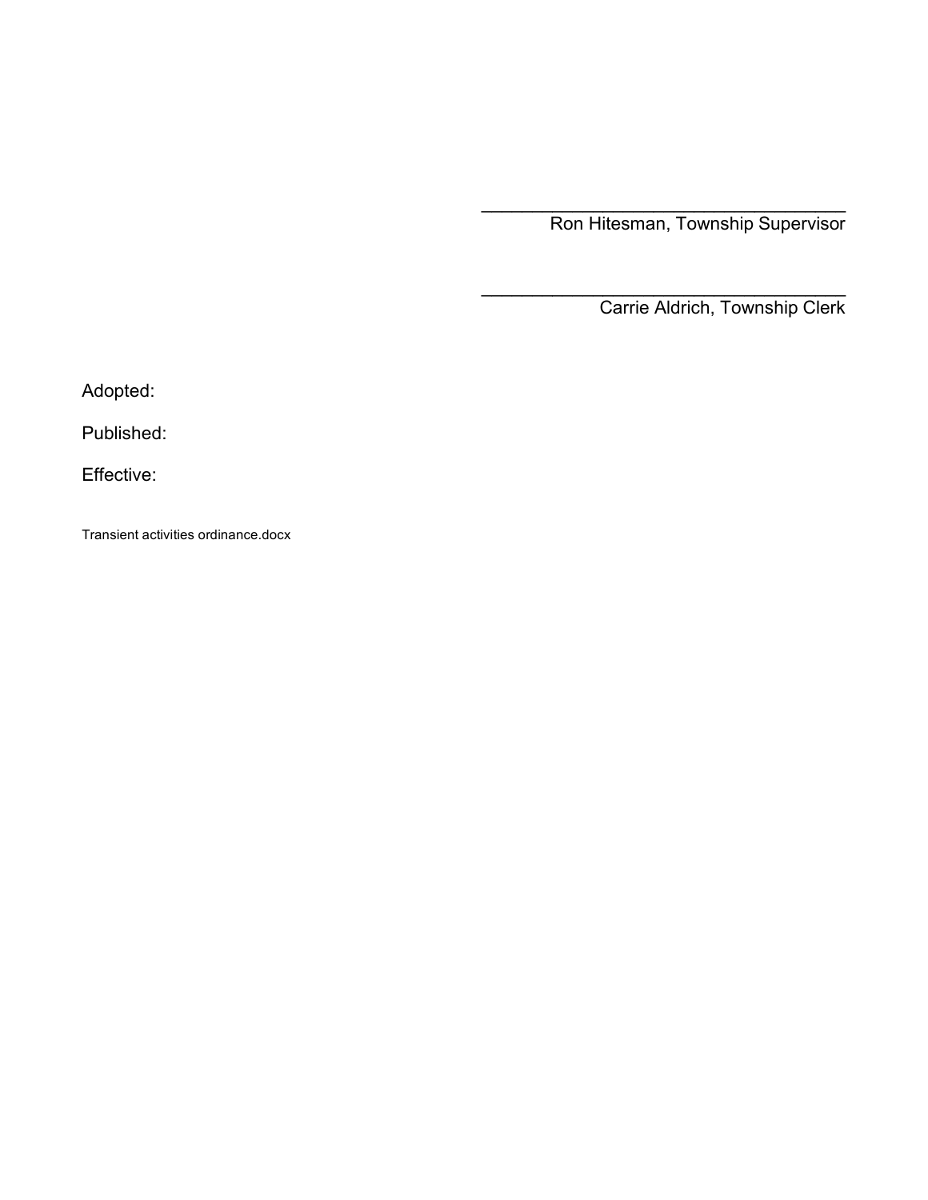\_\_\_\_\_\_\_\_\_\_\_\_\_\_\_\_\_\_\_\_\_\_\_\_\_\_\_\_\_\_\_\_\_\_\_\_\_\_
Ron Hitesman, Township Supervisor

\_\_\_\_\_\_\_\_\_\_\_\_\_\_\_\_\_\_\_\_\_\_\_\_\_\_\_\_\_\_\_\_\_\_\_\_\_\_
Carrie Aldrich, Township Clerk

Adopted:

Published:

Effective:

Transient activities ordinance.docx